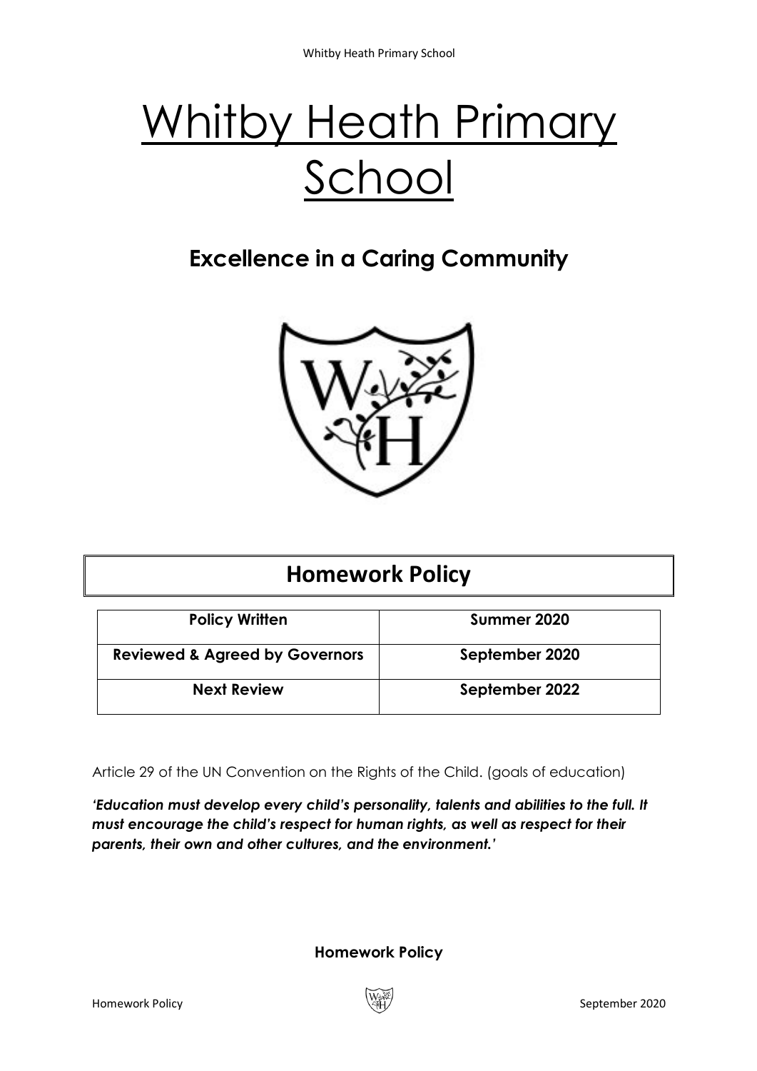# Whitby Heath Primary School

## Excellence in a Caring Community

## Homework Policy

| Policy Written | Summer 2020 |
| --- | --- |
| Reviewed & Agreed by Governors | September 2020 |
| Next Review | September 2022 |

Article 29 of the UN Convention on the Rights of the Child. (goals of education)

***'Education must develop every child's personality, talents and abilities to the full. It must encourage the child's respect for human rights, as well as respect for their parents, their own and other cultures, and the environment.'***

**Homework Policy**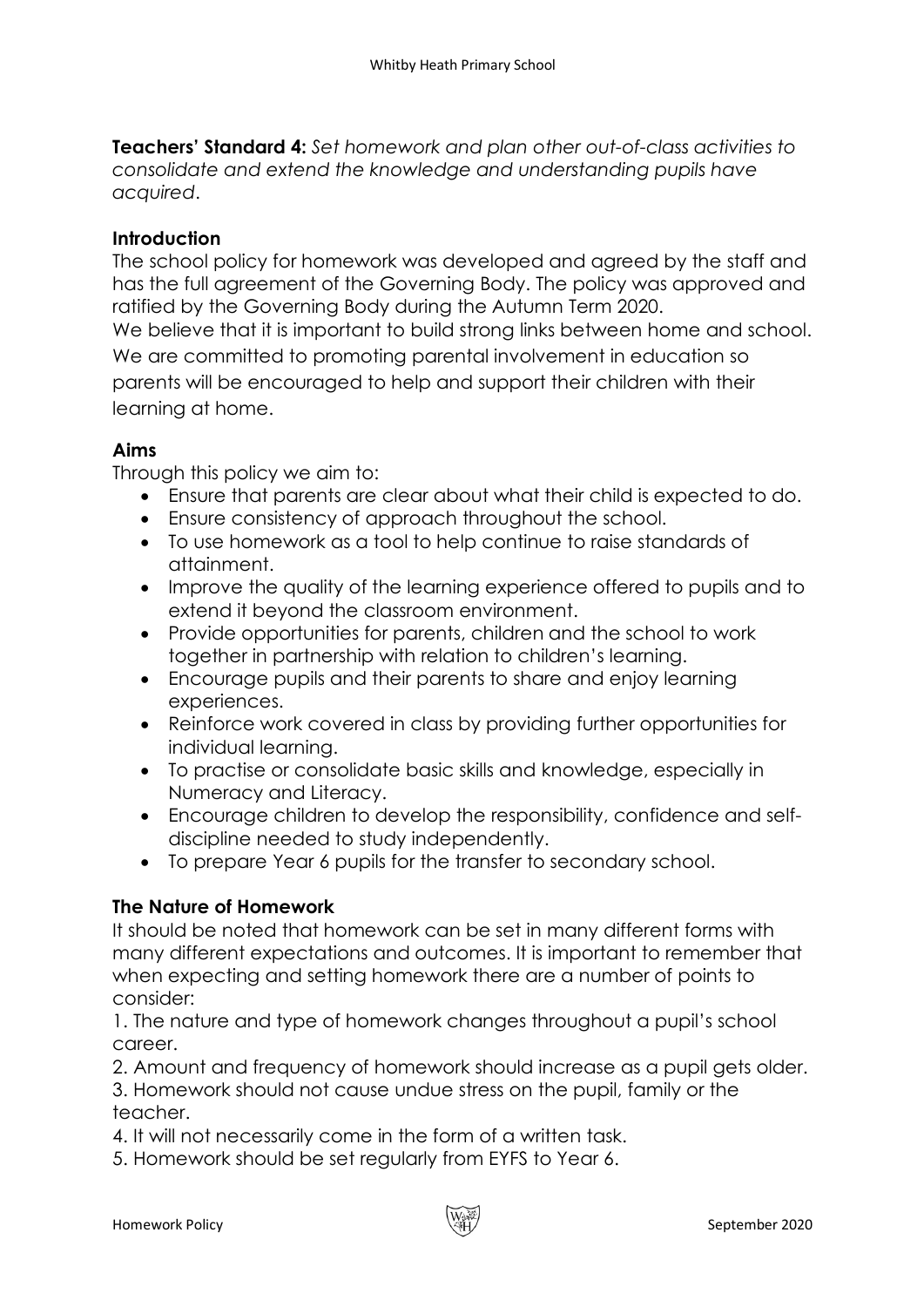**Teachers' Standard 4:** *Set homework and plan other out-of-class activities to consolidate and extend the knowledge and understanding pupils have acquired*.

**Introduction**

The school policy for homework was developed and agreed by the staff and has the full agreement of the Governing Body. The policy was approved and ratified by the Governing Body during the Autumn Term 2020.

We believe that it is important to build strong links between home and school. We are committed to promoting parental involvement in education so parents will be encouraged to help and support their children with their learning at home.

**Aims**

Through this policy we aim to:

- Ensure that parents are clear about what their child is expected to do.
- Ensure consistency of approach throughout the school.
- To use homework as a tool to help continue to raise standards of attainment.
- Improve the quality of the learning experience offered to pupils and to extend it beyond the classroom environment.
- Provide opportunities for parents, children and the school to work together in partnership with relation to children's learning.
- Encourage pupils and their parents to share and enjoy learning experiences.
- Reinforce work covered in class by providing further opportunities for individual learning.
- To practise or consolidate basic skills and knowledge, especially in Numeracy and Literacy.
- Encourage children to develop the responsibility, confidence and self-discipline needed to study independently.
- To prepare Year 6 pupils for the transfer to secondary school.

**The Nature of Homework**

It should be noted that homework can be set in many different forms with many different expectations and outcomes. It is important to remember that when expecting and setting homework there are a number of points to consider:

1. The nature and type of homework changes throughout a pupil's school career.
2. Amount and frequency of homework should increase as a pupil gets older.
3. Homework should not cause undue stress on the pupil, family or the teacher.
4. It will not necessarily come in the form of a written task.
5. Homework should be set regularly from EYFS to Year 6.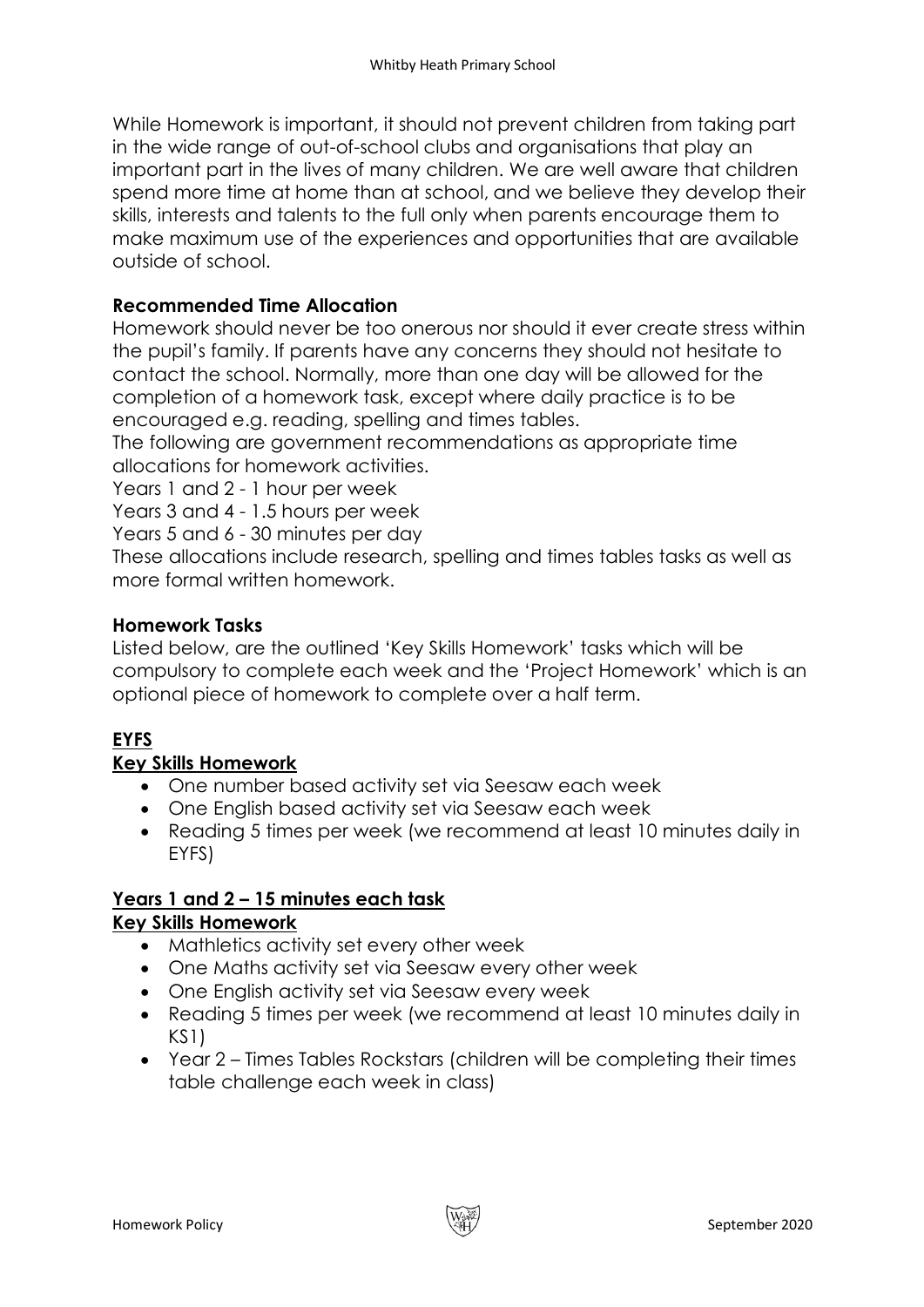While Homework is important, it should not prevent children from taking part in the wide range of out-of-school clubs and organisations that play an important part in the lives of many children. We are well aware that children spend more time at home than at school, and we believe they develop their skills, interests and talents to the full only when parents encourage them to make maximum use of the experiences and opportunities that are available outside of school.

**Recommended Time Allocation**

Homework should never be too onerous nor should it ever create stress within the pupil's family. If parents have any concerns they should not hesitate to contact the school. Normally, more than one day will be allowed for the completion of a homework task, except where daily practice is to be encouraged e.g. reading, spelling and times tables.

The following are government recommendations as appropriate time allocations for homework activities.

Years 1 and 2 - 1 hour per week

Years 3 and 4 - 1.5 hours per week

Years 5 and 6 - 30 minutes per day

These allocations include research, spelling and times tables tasks as well as more formal written homework.

**Homework Tasks**

Listed below, are the outlined 'Key Skills Homework' tasks which will be compulsory to complete each week and the 'Project Homework' which is an optional piece of homework to complete over a half term.

**EYFS**

**Key Skills Homework**

- One number based activity set via Seesaw each week
- One English based activity set via Seesaw each week
- Reading 5 times per week (we recommend at least 10 minutes daily in EYFS)

**Years 1 and 2 – 15 minutes each task**

**Key Skills Homework**

- Mathletics activity set every other week
- One Maths activity set via Seesaw every other week
- One English activity set via Seesaw every week
- Reading 5 times per week (we recommend at least 10 minutes daily in KS1)
- Year 2 – Times Tables Rockstars (children will be completing their times table challenge each week in class)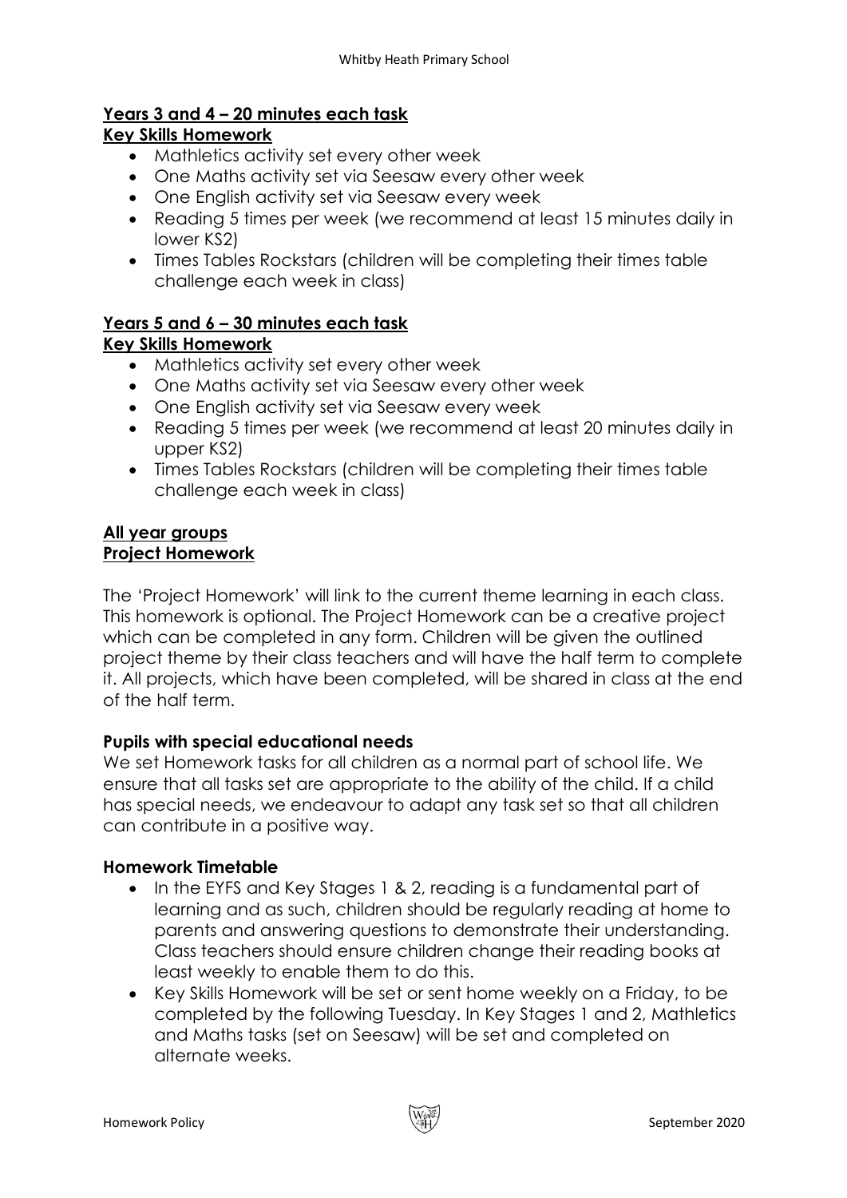**<u>Years 3 and 4 – 20 minutes each task</u>**
**<u>Key Skills Homework</u>**

- Mathletics activity set every other week
- One Maths activity set via Seesaw every other week
- One English activity set via Seesaw every week
- Reading 5 times per week (we recommend at least 15 minutes daily in lower KS2)
- Times Tables Rockstars (children will be completing their times table challenge each week in class)

**<u>Years 5 and 6 – 30 minutes each task</u>**
**<u>Key Skills Homework</u>**

- Mathletics activity set every other week
- One Maths activity set via Seesaw every other week
- One English activity set via Seesaw every week
- Reading 5 times per week (we recommend at least 20 minutes daily in upper KS2)
- Times Tables Rockstars (children will be completing their times table challenge each week in class)

**<u>All year groups</u>**
**<u>Project Homework</u>**

The 'Project Homework' will link to the current theme learning in each class. This homework is optional. The Project Homework can be a creative project which can be completed in any form. Children will be given the outlined project theme by their class teachers and will have the half term to complete it. All projects, which have been completed, will be shared in class at the end of the half term.

**Pupils with special educational needs**

We set Homework tasks for all children as a normal part of school life. We ensure that all tasks set are appropriate to the ability of the child. If a child has special needs, we endeavour to adapt any task set so that all children can contribute in a positive way.

**Homework Timetable**

- In the EYFS and Key Stages 1 & 2, reading is a fundamental part of learning and as such, children should be regularly reading at home to parents and answering questions to demonstrate their understanding. Class teachers should ensure children change their reading books at least weekly to enable them to do this.
- Key Skills Homework will be set or sent home weekly on a Friday, to be completed by the following Tuesday. In Key Stages 1 and 2, Mathletics and Maths tasks (set on Seesaw) will be set and completed on alternate weeks.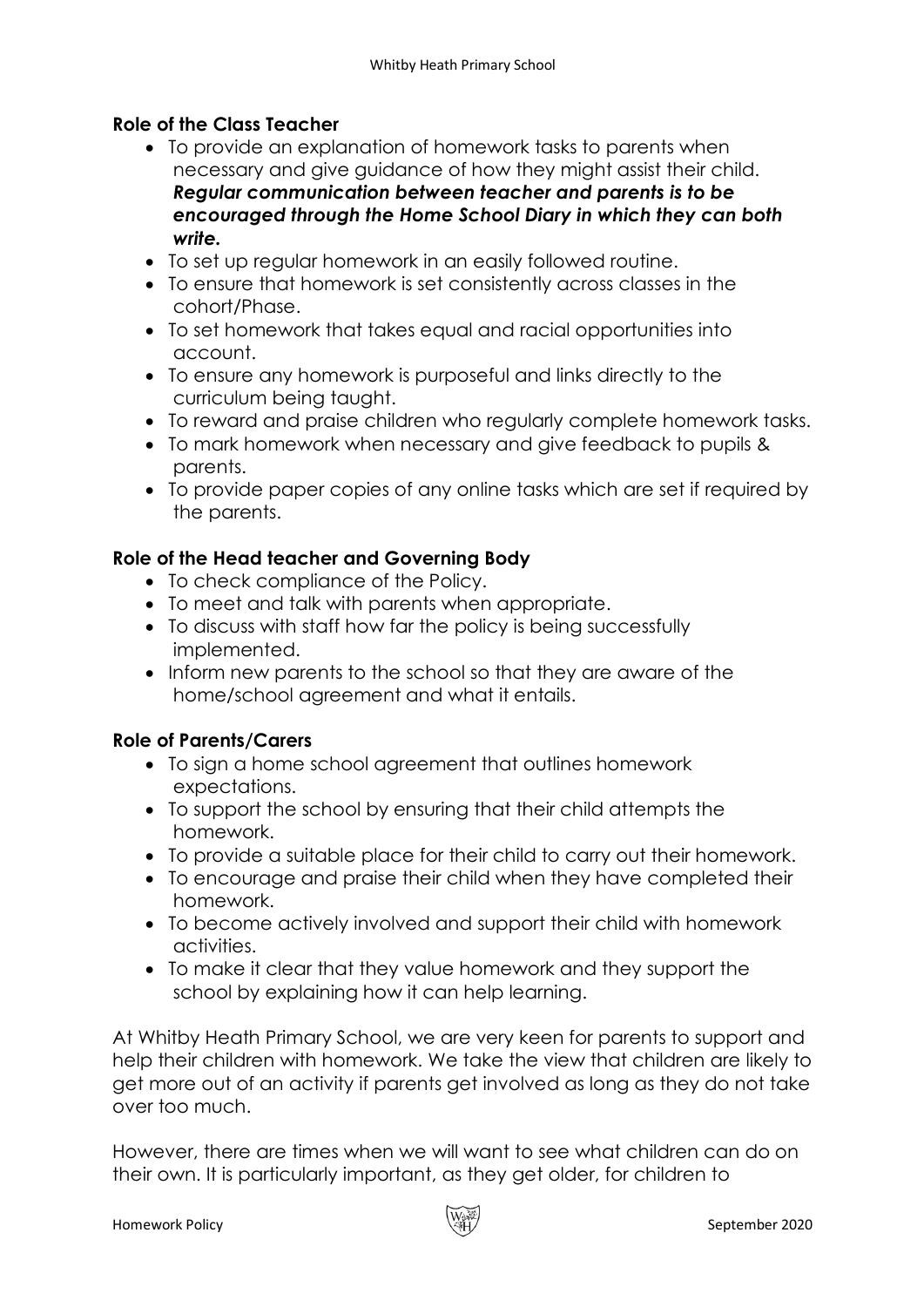**Role of the Class Teacher**

- To provide an explanation of homework tasks to parents when necessary and give guidance of how they might assist their child. ***Regular communication between teacher and parents is to be encouraged through the Home School Diary in which they can both write.***
- To set up regular homework in an easily followed routine.
- To ensure that homework is set consistently across classes in the cohort/Phase.
- To set homework that takes equal and racial opportunities into account.
- To ensure any homework is purposeful and links directly to the curriculum being taught.
- To reward and praise children who regularly complete homework tasks.
- To mark homework when necessary and give feedback to pupils & parents.
- To provide paper copies of any online tasks which are set if required by the parents.

**Role of the Head teacher and Governing Body**

- To check compliance of the Policy.
- To meet and talk with parents when appropriate.
- To discuss with staff how far the policy is being successfully implemented.
- Inform new parents to the school so that they are aware of the home/school agreement and what it entails.

**Role of Parents/Carers**

- To sign a home school agreement that outlines homework expectations.
- To support the school by ensuring that their child attempts the homework.
- To provide a suitable place for their child to carry out their homework.
- To encourage and praise their child when they have completed their homework.
- To become actively involved and support their child with homework activities.
- To make it clear that they value homework and they support the school by explaining how it can help learning.

At Whitby Heath Primary School, we are very keen for parents to support and help their children with homework. We take the view that children are likely to get more out of an activity if parents get involved as long as they do not take over too much.

However, there are times when we will want to see what children can do on their own. It is particularly important, as they get older, for children to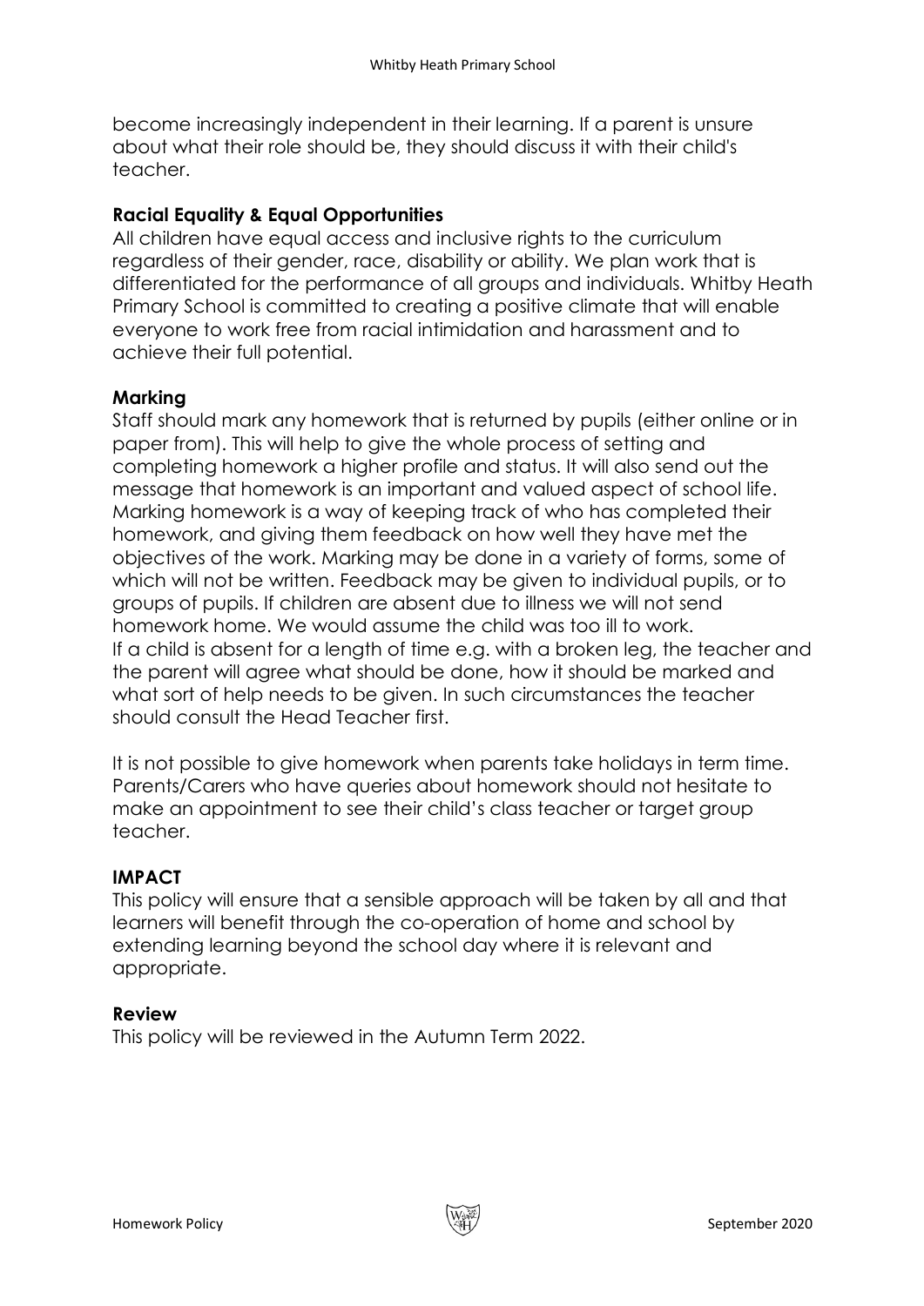become increasingly independent in their learning. If a parent is unsure about what their role should be, they should discuss it with their child's teacher.

**Racial Equality & Equal Opportunities**

All children have equal access and inclusive rights to the curriculum regardless of their gender, race, disability or ability. We plan work that is differentiated for the performance of all groups and individuals. Whitby Heath Primary School is committed to creating a positive climate that will enable everyone to work free from racial intimidation and harassment and to achieve their full potential.

**Marking**

Staff should mark any homework that is returned by pupils (either online or in paper from). This will help to give the whole process of setting and completing homework a higher profile and status. It will also send out the message that homework is an important and valued aspect of school life. Marking homework is a way of keeping track of who has completed their homework, and giving them feedback on how well they have met the objectives of the work. Marking may be done in a variety of forms, some of which will not be written. Feedback may be given to individual pupils, or to groups of pupils. If children are absent due to illness we will not send homework home. We would assume the child was too ill to work.
If a child is absent for a length of time e.g. with a broken leg, the teacher and the parent will agree what should be done, how it should be marked and what sort of help needs to be given. In such circumstances the teacher should consult the Head Teacher first.

It is not possible to give homework when parents take holidays in term time. Parents/Carers who have queries about homework should not hesitate to make an appointment to see their child's class teacher or target group teacher.

**IMPACT**

This policy will ensure that a sensible approach will be taken by all and that learners will benefit through the co-operation of home and school by extending learning beyond the school day where it is relevant and appropriate.

**Review**

This policy will be reviewed in the Autumn Term 2022.